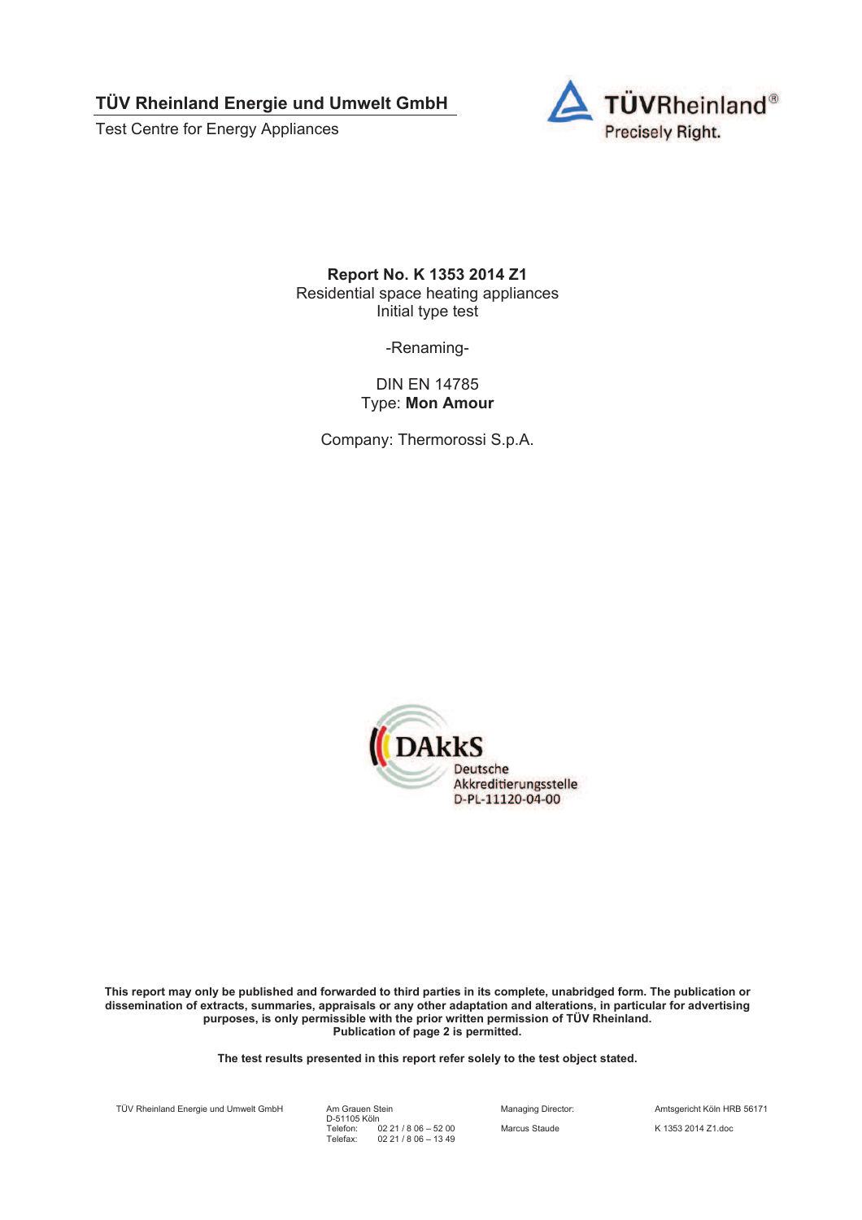**TÜV Rheinland Energie und Umwelt GmbH**

Test Centre for Energy Appliances

TÜVRheinland®
Precisely Right.

**Report No. K 1353 2014 Z1**

Residential space heating appliances
Initial type test

-Renaming-

DIN EN 14785
Type: **Mon Amour**

Company: Thermorossi S.p.A.

DAkkS
Deutsche
Akkreditierungsstelle
D-PL-11120-04-00

**This report may only be published and forwarded to third parties in its complete, unabridged form. The publication or dissemination of extracts, summaries, appraisals or any other adaptation and alterations, in particular for advertising purposes, is only permissible with the prior written permission of TÜV Rheinland.**
**Publication of page 2 is permitted.**

**The test results presented in this report refer solely to the test object stated.**

TÜV Rheinland Energie und Umwelt GmbH | Am Grauen Stein, D-51105 Köln, Telefon: 02 21 / 8 06 – 52 00, Telefax: 02 21 / 8 06 – 13 49 | Managing Director: Marcus Staude | Amtsgericht Köln HRB 56171 | K 1353 2014 Z1.doc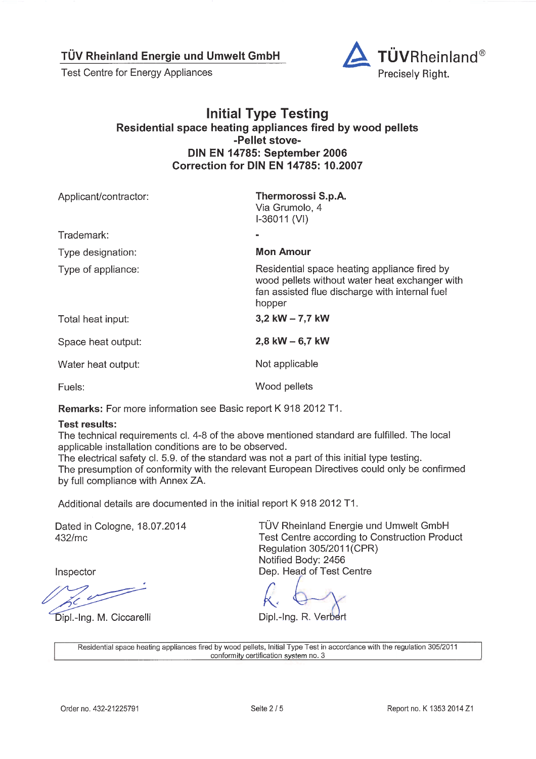**TÜV Rheinland Energie und Umwelt GmbH**
Test Centre for Energy Appliances

TÜVRheinland®
Precisely Right.

# Initial Type Testing

## Residential space heating appliances fired by wood pellets
## -Pellet stove-
## DIN EN 14785: September 2006
## Correction for DIN EN 14785: 10.2007

| | |
|---|---|
| Applicant/contractor: | **Thermorossi S.p.A.**<br>Via Grumolo, 4<br>I-36011 (VI) |
| Trademark: | - |
| Type designation: | **Mon Amour** |
| Type of appliance: | Residential space heating appliance fired by wood pellets without water heat exchanger with fan assisted flue discharge with internal fuel hopper |
| Total heat input: | **3,2 kW – 7,7 kW** |
| Space heat output: | **2,8 kW – 6,7 kW** |
| Water heat output: | Not applicable |
| Fuels: | Wood pellets |

**Remarks:** For more information see Basic report K 918 2012 T1.

**Test results:**
The technical requirements cl. 4-8 of the above mentioned standard are fulfilled. The local applicable installation conditions are to be observed.
The electrical safety cl. 5.9. of the standard was not a part of this initial type testing.
The presumption of conformity with the relevant European Directives could only be confirmed by full compliance with Annex ZA.

Additional details are documented in the initial report K 918 2012 T1.

Dated in Cologne, 18.07.2014
432/mc

TÜV Rheinland Energie und Umwelt GmbH
Test Centre according to Construction Product Regulation 305/2011(CPR)
Notified Body: 2456
Dep. Head of Test Centre

Inspector

Dipl.-Ing. M. Ciccarelli

Dipl.-Ing. R. Verbert

Residential space heating appliances fired by wood pellets, Initial Type Test in accordance with the regulation 305/2011 conformity certification system no. 3

Order no. 432-21225791

Report no. K 1353 2014 Z1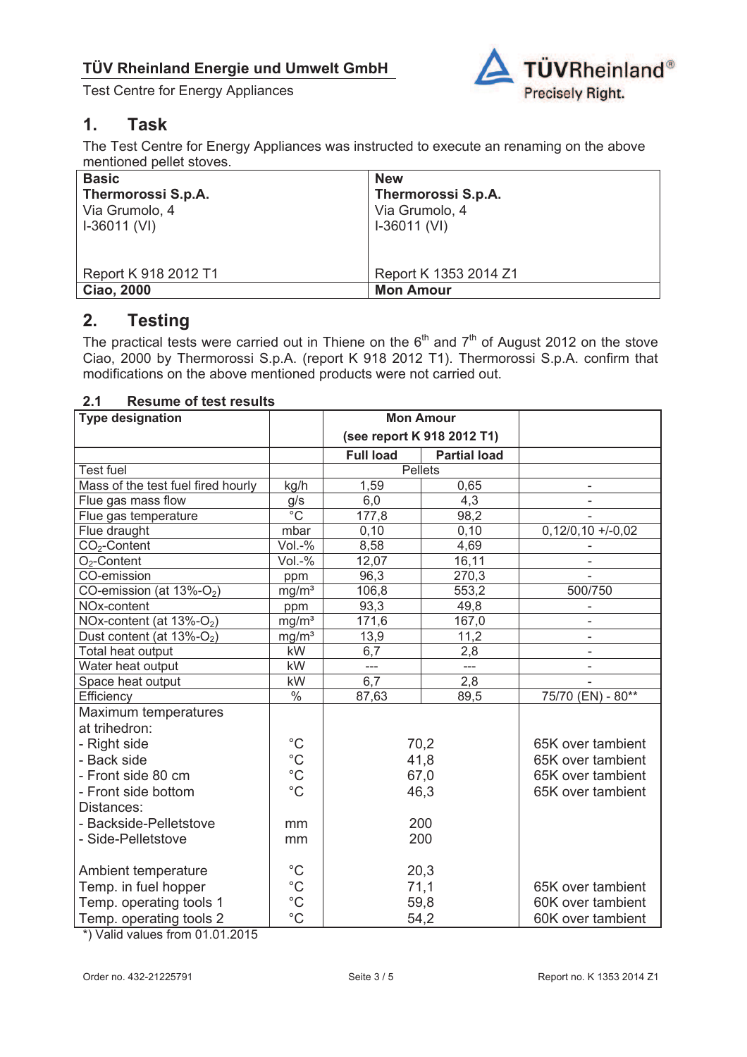## 1. Task

The Test Centre for Energy Appliances was instructed to execute an renaming on the above mentioned pellet stoves.

| **Basic** | **New** |
|---|---|
| **Thermorossi S.p.A.**<br>Via Grumolo, 4<br>I-36011 (VI) | **Thermorossi S.p.A.**<br>Via Grumolo, 4<br>I-36011 (VI) |
| Report K 918 2012 T1 | Report K 1353 2014 Z1 |
| **Ciao, 2000** | **Mon Amour** |

## 2. Testing

The practical tests were carried out in Thiene on the 6[th] and 7[th] of August 2012 on the stove Ciao, 2000 by Thermorossi S.p.A. (report K 918 2012 T1). Thermorossi S.p.A. confirm that modifications on the above mentioned products were not carried out.

### 2.1 Resume of test results

| **Type designation** | | **Mon Amour (see report K 918 2012 T1)** | | |
|---|---|---|---|---|
| | | **Full load** | **Partial load** | |
| Test fuel | | Pellets | | |
| Mass of the test fuel fired hourly | kg/h | 1,59 | 0,65 | - |
| Flue gas mass flow | g/s | 6,0 | 4,3 | - |
| Flue gas temperature | °C | 177,8 | 98,2 | - |
| Flue draught | mbar | 0,10 | 0,10 | 0,12/0,10 +/-0,02 |
| $CO_2$-Content | Vol.-% | 8,58 | 4,69 | - |
| $O_2$-Content | Vol.-% | 12,07 | 16,11 | - |
| CO-emission | ppm | 96,3 | 270,3 | - |
| CO-emission (at 13%-$O_2$) | mg/m³ | 106,8 | 553,2 | 500/750 |
| NOx-content | ppm | 93,3 | 49,8 | - |
| NOx-content (at 13%-$O_2$) | mg/m³ | 171,6 | 167,0 | - |
| Dust content (at 13%-$O_2$) | mg/m³ | 13,9 | 11,2 | - |
| Total heat output | kW | 6,7 | 2,8 | - |
| Water heat output | kW | --- | --- | - |
| Space heat output | kW | 6,7 | 2,8 | - |
| Efficiency | % | 87,63 | 89,5 | 75/70 (EN) - 80** |
| Maximum temperatures at trihedron: | | | | |
| - Right side | °C | 70,2 | | 65K over tambient |
| - Back side | °C | 41,8 | | 65K over tambient |
| - Front side 80 cm | °C | 67,0 | | 65K over tambient |
| - Front side bottom | °C | 46,3 | | 65K over tambient |
| Distances: | | | | |
| - Backside-Pelletstove | mm | 200 | | |
| - Side-Pelletstove | mm | 200 | | |
| Ambient temperature | °C | 20,3 | | |
| Temp. in fuel hopper | °C | 71,1 | | 65K over tambient |
| Temp. operating tools 1 | °C | 59,8 | | 60K over tambient |
| Temp. operating tools 2 | °C | 54,2 | | 60K over tambient |

*) Valid values from 01.01.2015

Order no. 432-21225791 | Report no. K 1353 2014 Z1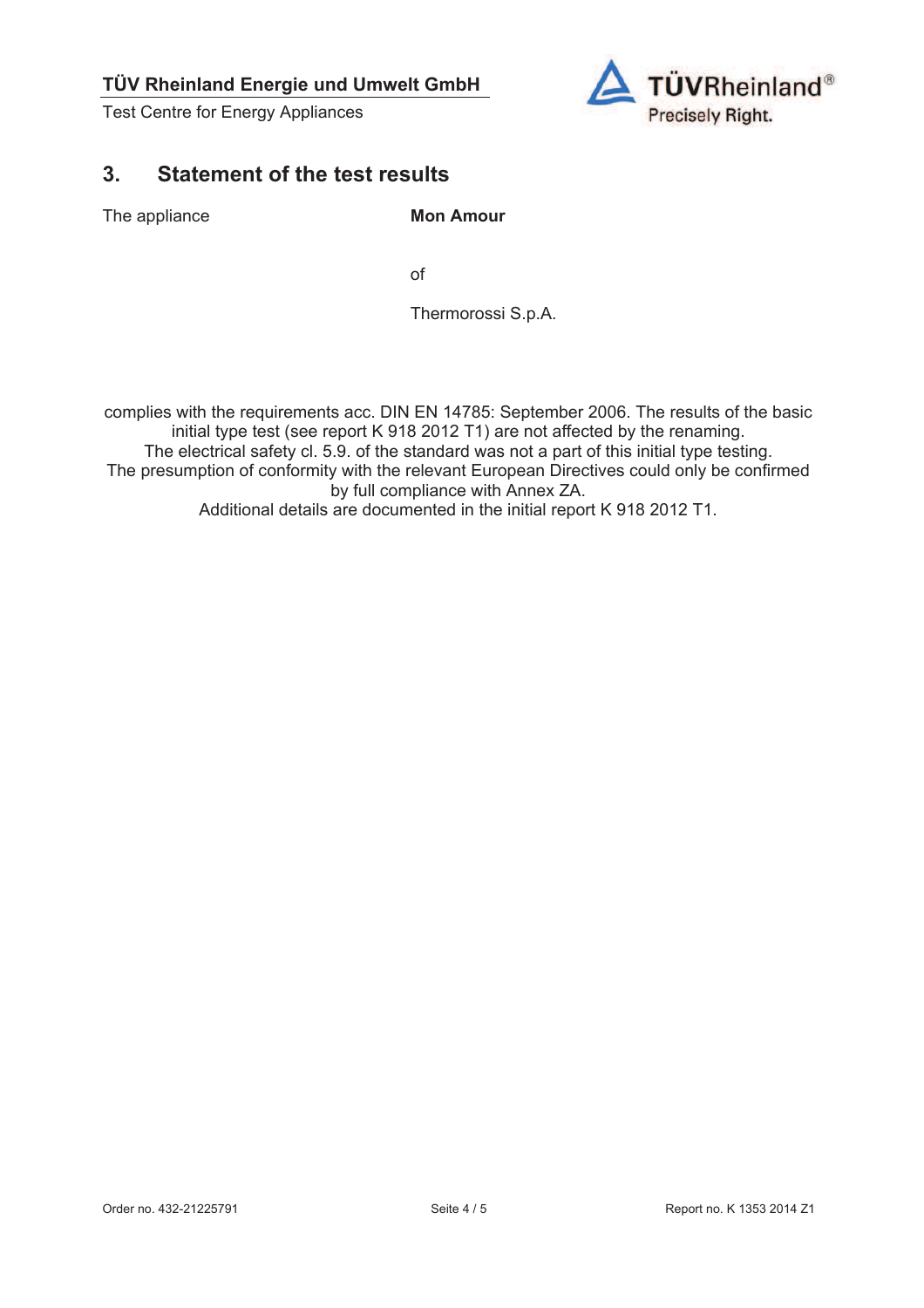## 3. Statement of the test results

The appliance **Mon Amour**

of

Thermorossi S.p.A.

complies with the requirements acc. DIN EN 14785: September 2006. The results of the basic initial type test (see report K 918 2012 T1) are not affected by the renaming.
The electrical safety cl. 5.9. of the standard was not a part of this initial type testing.
The presumption of conformity with the relevant European Directives could only be confirmed by full compliance with Annex ZA.
Additional details are documented in the initial report K 918 2012 T1.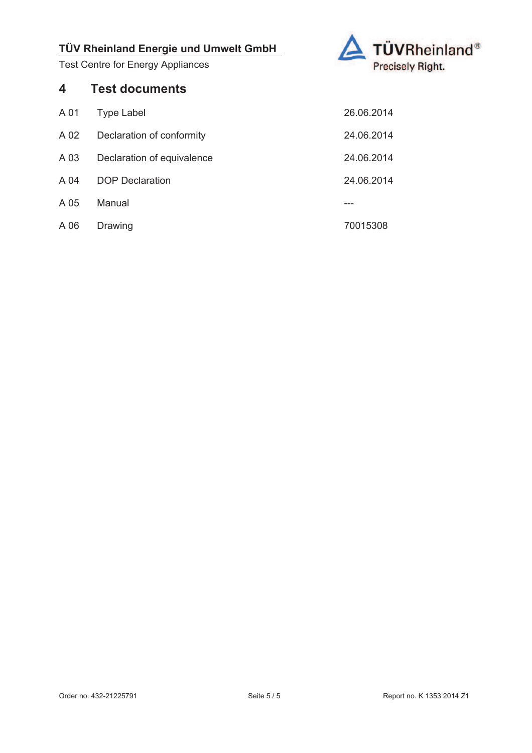# 4 Test documents

| | | |
|---|---|---|
| A 01 | Type Label | 26.06.2014 |
| A 02 | Declaration of conformity | 24.06.2014 |
| A 03 | Declaration of equivalence | 24.06.2014 |
| A 04 | DOP Declaration | 24.06.2014 |
| A 05 | Manual | --- |
| A 06 | Drawing | 70015308 |